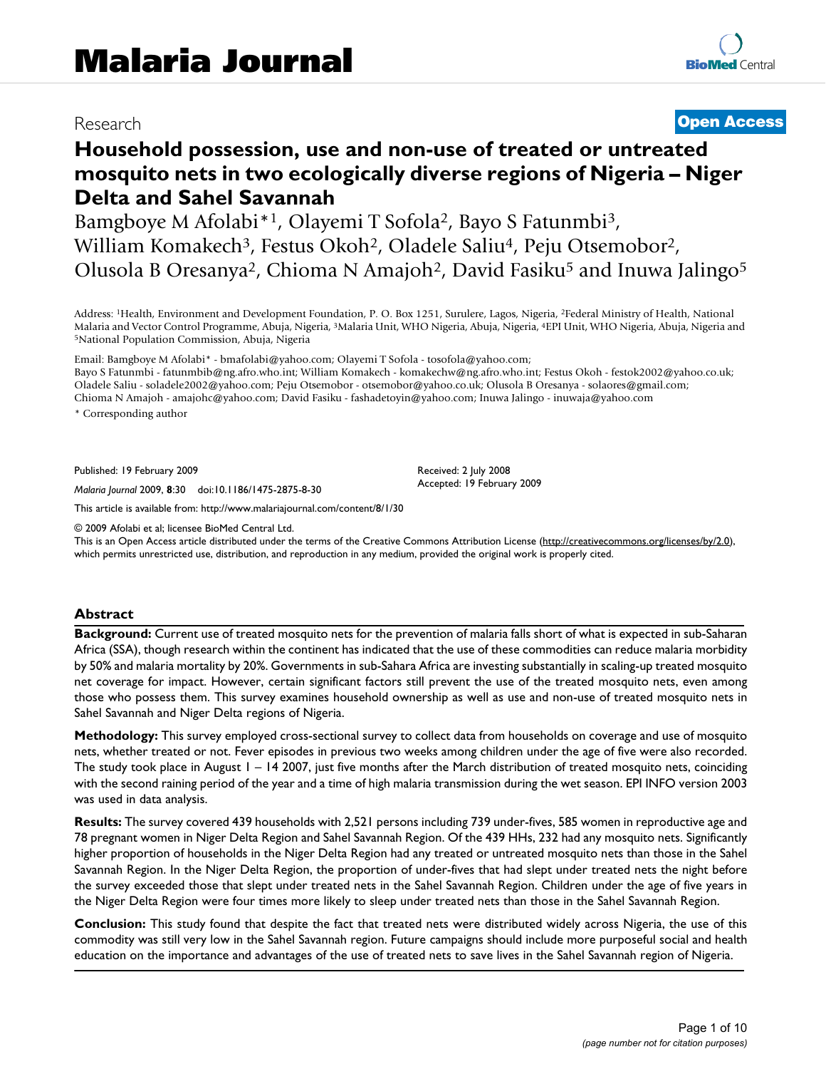Research

**Open Access**

# Household possession, use and non-use of treated or untreated mosquito nets in two ecologically diverse regions of Nigeria – Niger Delta and Sahel Savannah

Bamgboye M Afolabi*[1], Olayemi T Sofola[2], Bayo S Fatunmbi[3], William Komakech[3], Festus Okoh[2], Oladele Saliu[4], Peju Otsemobor[2], Olusola B Oresanya[2], Chioma N Amajoh[2], David Fasiku[5] and Inuwa Jalingo[5]

Address: [1]Health, Environment and Development Foundation, P. O. Box 1251, Surulere, Lagos, Nigeria, [2]Federal Ministry of Health, National Malaria and Vector Control Programme, Abuja, Nigeria, [3]Malaria Unit, WHO Nigeria, Abuja, Nigeria, [4]EPI Unit, WHO Nigeria, Abuja, Nigeria and [5]National Population Commission, Abuja, Nigeria

Email: Bamgboye M Afolabi* - bmafolabi@yahoo.com; Olayemi T Sofola - tosofola@yahoo.com; Bayo S Fatunmbi - fatunmbib@ng.afro.who.int; William Komakech - komakechw@ng.afro.who.int; Festus Okoh - festok2002@yahoo.co.uk; Oladele Saliu - soladele2002@yahoo.com; Peju Otsemobor - otsemobor@yahoo.co.uk; Olusola B Oresanya - solaores@gmail.com; Chioma N Amajoh - amajohc@yahoo.com; David Fasiku - fashadetoyin@yahoo.com; Inuwa Jalingo - inuwaja@yahoo.com

* Corresponding author

Published: 19 February 2009

*Malaria Journal* 2009, **8**:30 doi:10.1186/1475-2875-8-30

Received: 2 July 2008
Accepted: 19 February 2009

This article is available from: http://www.malariajournal.com/content/8/1/30

© 2009 Afolabi et al; licensee BioMed Central Ltd.
This is an Open Access article distributed under the terms of the Creative Commons Attribution License (http://creativecommons.org/licenses/by/2.0), which permits unrestricted use, distribution, and reproduction in any medium, provided the original work is properly cited.

## Abstract

**Background:** Current use of treated mosquito nets for the prevention of malaria falls short of what is expected in sub-Saharan Africa (SSA), though research within the continent has indicated that the use of these commodities can reduce malaria morbidity by 50% and malaria mortality by 20%. Governments in sub-Sahara Africa are investing substantially in scaling-up treated mosquito net coverage for impact. However, certain significant factors still prevent the use of the treated mosquito nets, even among those who possess them. This survey examines household ownership as well as use and non-use of treated mosquito nets in Sahel Savannah and Niger Delta regions of Nigeria.

**Methodology:** This survey employed cross-sectional survey to collect data from households on coverage and use of mosquito nets, whether treated or not. Fever episodes in previous two weeks among children under the age of five were also recorded. The study took place in August 1 – 14 2007, just five months after the March distribution of treated mosquito nets, coinciding with the second raining period of the year and a time of high malaria transmission during the wet season. EPI INFO version 2003 was used in data analysis.

**Results:** The survey covered 439 households with 2,521 persons including 739 under-fives, 585 women in reproductive age and 78 pregnant women in Niger Delta Region and Sahel Savannah Region. Of the 439 HHs, 232 had any mosquito nets. Significantly higher proportion of households in the Niger Delta Region had any treated or untreated mosquito nets than those in the Sahel Savannah Region. In the Niger Delta Region, the proportion of under-fives that had slept under treated nets the night before the survey exceeded those that slept under treated nets in the Sahel Savannah Region. Children under the age of five years in the Niger Delta Region were four times more likely to sleep under treated nets than those in the Sahel Savannah Region.

**Conclusion:** This study found that despite the fact that treated nets were distributed widely across Nigeria, the use of this commodity was still very low in the Sahel Savannah region. Future campaigns should include more purposeful social and health education on the importance and advantages of the use of treated nets to save lives in the Sahel Savannah region of Nigeria.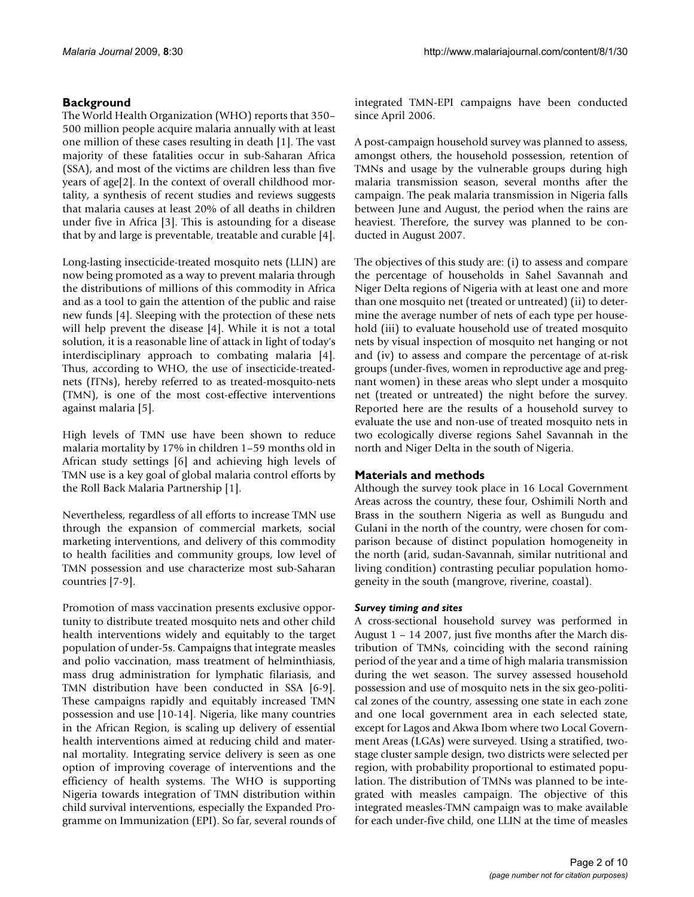## Background

The World Health Organization (WHO) reports that 350–500 million people acquire malaria annually with at least one million of these cases resulting in death [1]. The vast majority of these fatalities occur in sub-Saharan Africa (SSA), and most of the victims are children less than five years of age[2]. In the context of overall childhood mortality, a synthesis of recent studies and reviews suggests that malaria causes at least 20% of all deaths in children under five in Africa [3]. This is astounding for a disease that by and large is preventable, treatable and curable [4].

Long-lasting insecticide-treated mosquito nets (LLIN) are now being promoted as a way to prevent malaria through the distributions of millions of this commodity in Africa and as a tool to gain the attention of the public and raise new funds [4]. Sleeping with the protection of these nets will help prevent the disease [4]. While it is not a total solution, it is a reasonable line of attack in light of today's interdisciplinary approach to combating malaria [4]. Thus, according to WHO, the use of insecticide-treated-nets (ITNs), hereby referred to as treated-mosquito-nets (TMN), is one of the most cost-effective interventions against malaria [5].

High levels of TMN use have been shown to reduce malaria mortality by 17% in children 1–59 months old in African study settings [6] and achieving high levels of TMN use is a key goal of global malaria control efforts by the Roll Back Malaria Partnership [1].

Nevertheless, regardless of all efforts to increase TMN use through the expansion of commercial markets, social marketing interventions, and delivery of this commodity to health facilities and community groups, low level of TMN possession and use characterize most sub-Saharan countries [7-9].

Promotion of mass vaccination presents exclusive opportunity to distribute treated mosquito nets and other child health interventions widely and equitably to the target population of under-5s. Campaigns that integrate measles and polio vaccination, mass treatment of helminthiasis, mass drug administration for lymphatic filariasis, and TMN distribution have been conducted in SSA [6-9]. These campaigns rapidly and equitably increased TMN possession and use [10-14]. Nigeria, like many countries in the African Region, is scaling up delivery of essential health interventions aimed at reducing child and maternal mortality. Integrating service delivery is seen as one option of improving coverage of interventions and the efficiency of health systems. The WHO is supporting Nigeria towards integration of TMN distribution within child survival interventions, especially the Expanded Programme on Immunization (EPI). So far, several rounds of integrated TMN-EPI campaigns have been conducted since April 2006.

A post-campaign household survey was planned to assess, amongst others, the household possession, retention of TMNs and usage by the vulnerable groups during high malaria transmission season, several months after the campaign. The peak malaria transmission in Nigeria falls between June and August, the period when the rains are heaviest. Therefore, the survey was planned to be conducted in August 2007.

The objectives of this study are: (i) to assess and compare the percentage of households in Sahel Savannah and Niger Delta regions of Nigeria with at least one and more than one mosquito net (treated or untreated) (ii) to determine the average number of nets of each type per household (iii) to evaluate household use of treated mosquito nets by visual inspection of mosquito net hanging or not and (iv) to assess and compare the percentage of at-risk groups (under-fives, women in reproductive age and pregnant women) in these areas who slept under a mosquito net (treated or untreated) the night before the survey. Reported here are the results of a household survey to evaluate the use and non-use of treated mosquito nets in two ecologically diverse regions Sahel Savannah in the north and Niger Delta in the south of Nigeria.

## Materials and methods

Although the survey took place in 16 Local Government Areas across the country, these four, Oshimili North and Brass in the southern Nigeria as well as Bungudu and Gulani in the north of the country, were chosen for comparison because of distinct population homogeneity in the north (arid, sudan-Savannah, similar nutritional and living condition) contrasting peculiar population homogeneity in the south (mangrove, riverine, coastal).

### *Survey timing and sites*

A cross-sectional household survey was performed in August 1 – 14 2007, just five months after the March distribution of TMNs, coinciding with the second raining period of the year and a time of high malaria transmission during the wet season. The survey assessed household possession and use of mosquito nets in the six geo-political zones of the country, assessing one state in each zone and one local government area in each selected state, except for Lagos and Akwa Ibom where two Local Government Areas (LGAs) were surveyed. Using a stratified, two-stage cluster sample design, two districts were selected per region, with probability proportional to estimated population. The distribution of TMNs was planned to be integrated with measles campaign. The objective of this integrated measles-TMN campaign was to make available for each under-five child, one LLIN at the time of measles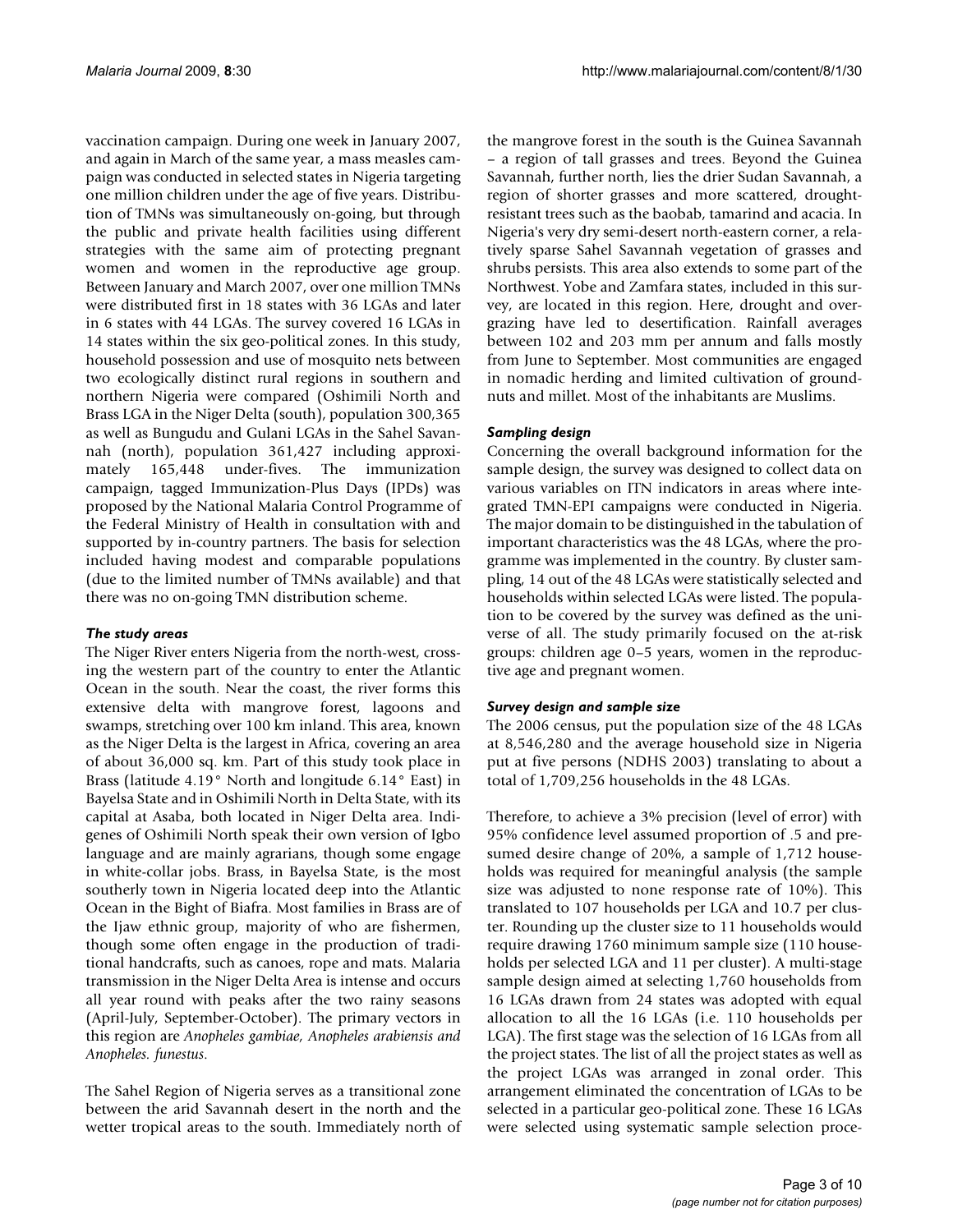vaccination campaign. During one week in January 2007, and again in March of the same year, a mass measles campaign was conducted in selected states in Nigeria targeting one million children under the age of five years. Distribution of TMNs was simultaneously on-going, but through the public and private health facilities using different strategies with the same aim of protecting pregnant women and women in the reproductive age group. Between January and March 2007, over one million TMNs were distributed first in 18 states with 36 LGAs and later in 6 states with 44 LGAs. The survey covered 16 LGAs in 14 states within the six geo-political zones. In this study, household possession and use of mosquito nets between two ecologically distinct rural regions in southern and northern Nigeria were compared (Oshimili North and Brass LGA in the Niger Delta (south), population 300,365 as well as Bungudu and Gulani LGAs in the Sahel Savannah (north), population 361,427 including approximately 165,448 under-fives. The immunization campaign, tagged Immunization-Plus Days (IPDs) was proposed by the National Malaria Control Programme of the Federal Ministry of Health in consultation with and supported by in-country partners. The basis for selection included having modest and comparable populations (due to the limited number of TMNs available) and that there was no on-going TMN distribution scheme.

### *The study areas*

The Niger River enters Nigeria from the north-west, crossing the western part of the country to enter the Atlantic Ocean in the south. Near the coast, the river forms this extensive delta with mangrove forest, lagoons and swamps, stretching over 100 km inland. This area, known as the Niger Delta is the largest in Africa, covering an area of about 36,000 sq. km. Part of this study took place in Brass (latitude 4.19° North and longitude 6.14° East) in Bayelsa State and in Oshimili North in Delta State, with its capital at Asaba, both located in Niger Delta area. Indigenes of Oshimili North speak their own version of Igbo language and are mainly agrarians, though some engage in white-collar jobs. Brass, in Bayelsa State, is the most southerly town in Nigeria located deep into the Atlantic Ocean in the Bight of Biafra. Most families in Brass are of the Ijaw ethnic group, majority of who are fishermen, though some often engage in the production of traditional handcrafts, such as canoes, rope and mats. Malaria transmission in the Niger Delta Area is intense and occurs all year round with peaks after the two rainy seasons (April-July, September-October). The primary vectors in this region are *Anopheles gambiae, Anopheles arabiensis and Anopheles. funestus*.

The Sahel Region of Nigeria serves as a transitional zone between the arid Savannah desert in the north and the wetter tropical areas to the south. Immediately north of the mangrove forest in the south is the Guinea Savannah – a region of tall grasses and trees. Beyond the Guinea Savannah, further north, lies the drier Sudan Savannah, a region of shorter grasses and more scattered, drought-resistant trees such as the baobab, tamarind and acacia. In Nigeria's very dry semi-desert north-eastern corner, a relatively sparse Sahel Savannah vegetation of grasses and shrubs persists. This area also extends to some part of the Northwest. Yobe and Zamfara states, included in this survey, are located in this region. Here, drought and overgrazing have led to desertification. Rainfall averages between 102 and 203 mm per annum and falls mostly from June to September. Most communities are engaged in nomadic herding and limited cultivation of groundnuts and millet. Most of the inhabitants are Muslims.

### *Sampling design*

Concerning the overall background information for the sample design, the survey was designed to collect data on various variables on ITN indicators in areas where integrated TMN-EPI campaigns were conducted in Nigeria. The major domain to be distinguished in the tabulation of important characteristics was the 48 LGAs, where the programme was implemented in the country. By cluster sampling, 14 out of the 48 LGAs were statistically selected and households within selected LGAs were listed. The population to be covered by the survey was defined as the universe of all. The study primarily focused on the at-risk groups: children age 0–5 years, women in the reproductive age and pregnant women.

### *Survey design and sample size*

The 2006 census, put the population size of the 48 LGAs at 8,546,280 and the average household size in Nigeria put at five persons (NDHS 2003) translating to about a total of 1,709,256 households in the 48 LGAs.

Therefore, to achieve a 3% precision (level of error) with 95% confidence level assumed proportion of .5 and presumed desire change of 20%, a sample of 1,712 households was required for meaningful analysis (the sample size was adjusted to none response rate of 10%). This translated to 107 households per LGA and 10.7 per cluster. Rounding up the cluster size to 11 households would require drawing 1760 minimum sample size (110 households per selected LGA and 11 per cluster). A multi-stage sample design aimed at selecting 1,760 households from 16 LGAs drawn from 24 states was adopted with equal allocation to all the 16 LGAs (i.e. 110 households per LGA). The first stage was the selection of 16 LGAs from all the project states. The list of all the project states as well as the project LGAs was arranged in zonal order. This arrangement eliminated the concentration of LGAs to be selected in a particular geo-political zone. These 16 LGAs were selected using systematic sample selection proce-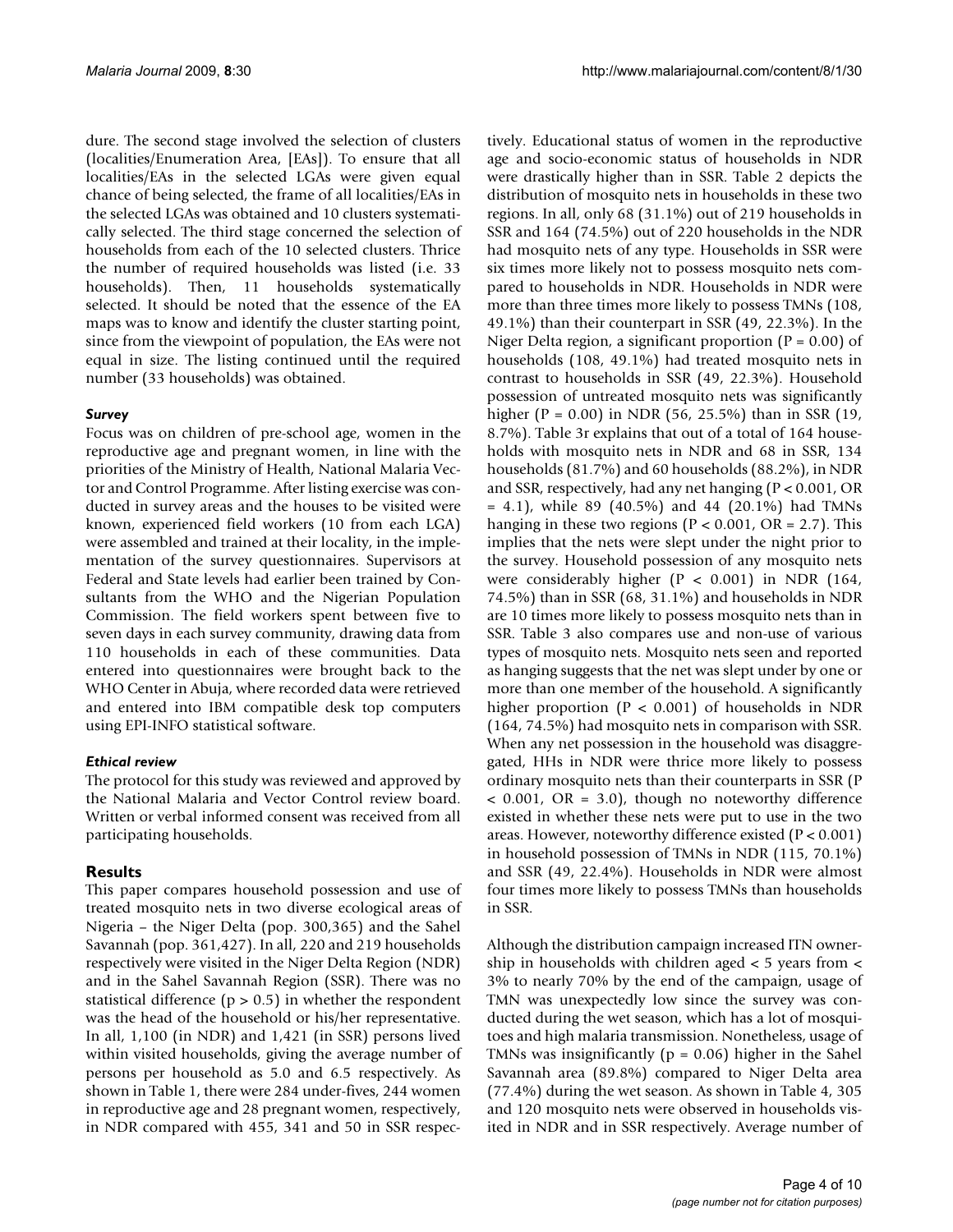dure. The second stage involved the selection of clusters (localities/Enumeration Area, [EAs]). To ensure that all localities/EAs in the selected LGAs were given equal chance of being selected, the frame of all localities/EAs in the selected LGAs was obtained and 10 clusters systematically selected. The third stage concerned the selection of households from each of the 10 selected clusters. Thrice the number of required households was listed (i.e. 33 households). Then, 11 households systematically selected. It should be noted that the essence of the EA maps was to know and identify the cluster starting point, since from the viewpoint of population, the EAs were not equal in size. The listing continued until the required number (33 households) was obtained.

### *Survey*

Focus was on children of pre-school age, women in the reproductive age and pregnant women, in line with the priorities of the Ministry of Health, National Malaria Vector and Control Programme. After listing exercise was conducted in survey areas and the houses to be visited were known, experienced field workers (10 from each LGA) were assembled and trained at their locality, in the implementation of the survey questionnaires. Supervisors at Federal and State levels had earlier been trained by Consultants from the WHO and the Nigerian Population Commission. The field workers spent between five to seven days in each survey community, drawing data from 110 households in each of these communities. Data entered into questionnaires were brought back to the WHO Center in Abuja, where recorded data were retrieved and entered into IBM compatible desk top computers using EPI-INFO statistical software.

### *Ethical review*

The protocol for this study was reviewed and approved by the National Malaria and Vector Control review board. Written or verbal informed consent was received from all participating households.

## Results

This paper compares household possession and use of treated mosquito nets in two diverse ecological areas of Nigeria – the Niger Delta (pop. 300,365) and the Sahel Savannah (pop. 361,427). In all, 220 and 219 households respectively were visited in the Niger Delta Region (NDR) and in the Sahel Savannah Region (SSR). There was no statistical difference ($p > 0.5$) in whether the respondent was the head of the household or his/her representative. In all, 1,100 (in NDR) and 1,421 (in SSR) persons lived within visited households, giving the average number of persons per household as 5.0 and 6.5 respectively. As shown in Table 1, there were 284 under-fives, 244 women in reproductive age and 28 pregnant women, respectively, in NDR compared with 455, 341 and 50 in SSR respectively. Educational status of women in the reproductive age and socio-economic status of households in NDR were drastically higher than in SSR. Table 2 depicts the distribution of mosquito nets in households in these two regions. In all, only 68 (31.1%) out of 219 households in SSR and 164 (74.5%) out of 220 households in the NDR had mosquito nets of any type. Households in SSR were six times more likely not to possess mosquito nets compared to households in NDR. Households in NDR were more than three times more likely to possess TMNs (108, 49.1%) than their counterpart in SSR (49, 22.3%). In the Niger Delta region, a significant proportion ($P = 0.00$) of households (108, 49.1%) had treated mosquito nets in contrast to households in SSR (49, 22.3%). Household possession of untreated mosquito nets was significantly higher ($P = 0.00$) in NDR (56, 25.5%) than in SSR (19, 8.7%). Table 3r explains that out of a total of 164 households with mosquito nets in NDR and 68 in SSR, 134 households (81.7%) and 60 households (88.2%), in NDR and SSR, respectively, had any net hanging ($P < 0.001$, OR = 4.1), while 89 (40.5%) and 44 (20.1%) had TMNs hanging in these two regions ($P < 0.001$, OR = 2.7). This implies that the nets were slept under the night prior to the survey. Household possession of any mosquito nets were considerably higher ($P < 0.001$) in NDR (164, 74.5%) than in SSR (68, 31.1%) and households in NDR are 10 times more likely to possess mosquito nets than in SSR. Table 3 also compares use and non-use of various types of mosquito nets. Mosquito nets seen and reported as hanging suggests that the net was slept under by one or more than one member of the household. A significantly higher proportion ($P < 0.001$) of households in NDR (164, 74.5%) had mosquito nets in comparison with SSR. When any net possession in the household was disaggregated, HHs in NDR were thrice more likely to possess ordinary mosquito nets than their counterparts in SSR ($P < 0.001$, OR = 3.0), though no noteworthy difference existed in whether these nets were put to use in the two areas. However, noteworthy difference existed ($P < 0.001$) in household possession of TMNs in NDR (115, 70.1%) and SSR (49, 22.4%). Households in NDR were almost four times more likely to possess TMNs than households in SSR.

Although the distribution campaign increased ITN ownership in households with children aged < 5 years from < 3% to nearly 70% by the end of the campaign, usage of TMN was unexpectedly low since the survey was conducted during the wet season, which has a lot of mosquitoes and high malaria transmission. Nonetheless, usage of TMNs was insignificantly ($p = 0.06$) higher in the Sahel Savannah area (89.8%) compared to Niger Delta area (77.4%) during the wet season. As shown in Table 4, 305 and 120 mosquito nets were observed in households visited in NDR and in SSR respectively. Average number of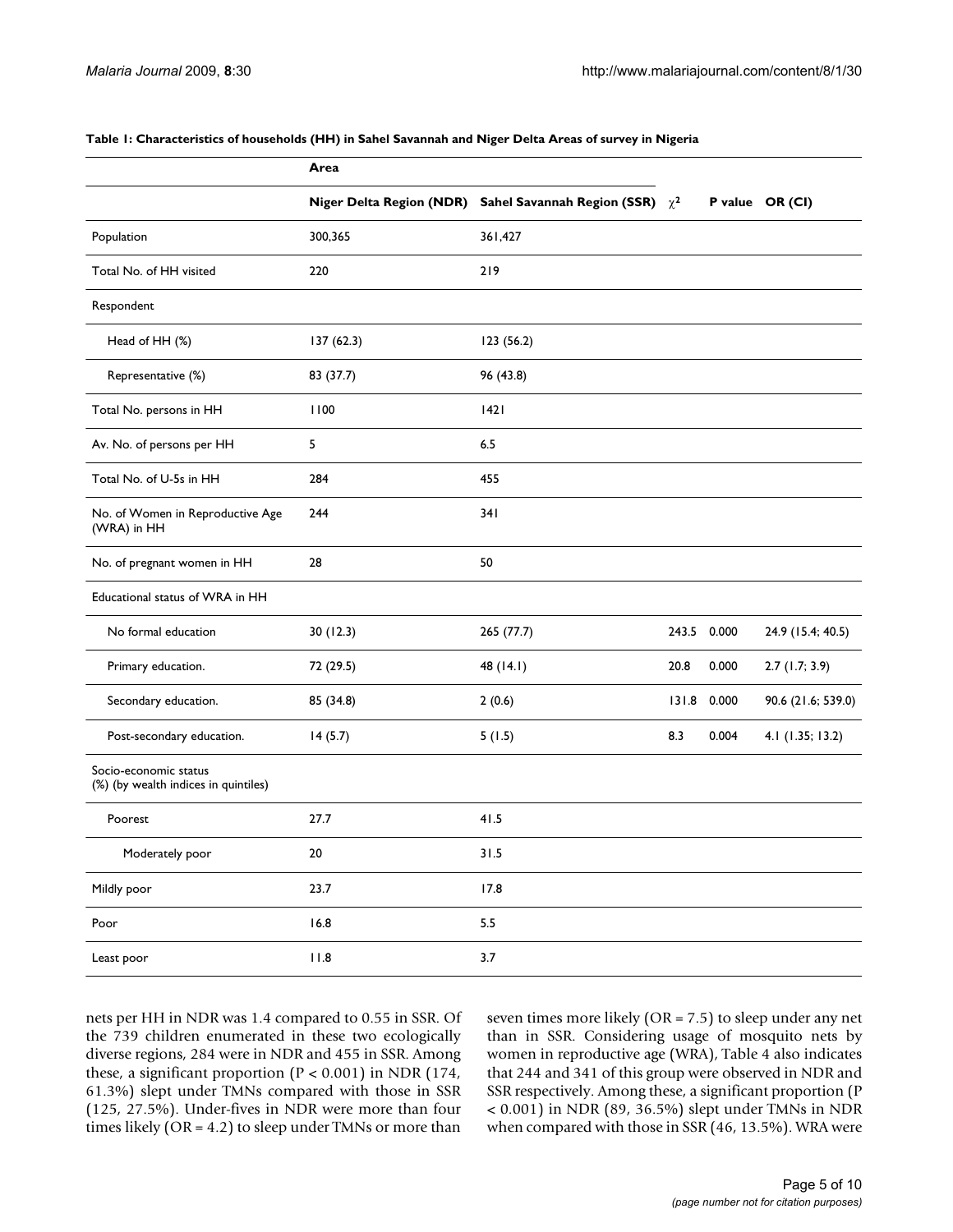**Table 1: Characteristics of households (HH) in Sahel Savannah and Niger Delta Areas of survey in Nigeria**

| | Area | | | | |
|---|---|---|---|---|---|
| | Niger Delta Region (NDR) | Sahel Savannah Region (SSR) | $\chi^2$ | P value | OR (CI) |
| Population | 300,365 | 361,427 | | | |
| Total No. of HH visited | 220 | 219 | | | |
| Respondent | | | | | |
| Head of HH (%) | 137 (62.3) | 123 (56.2) | | | |
| Representative (%) | 83 (37.7) | 96 (43.8) | | | |
| Total No. persons in HH | 1100 | 1421 | | | |
| Av. No. of persons per HH | 5 | 6.5 | | | |
| Total No. of U-5s in HH | 284 | 455 | | | |
| No. of Women in Reproductive Age (WRA) in HH | 244 | 341 | | | |
| No. of pregnant women in HH | 28 | 50 | | | |
| Educational status of WRA in HH | | | | | |
| No formal education | 30 (12.3) | 265 (77.7) | 243.5 | 0.000 | 24.9 (15.4; 40.5) |
| Primary education. | 72 (29.5) | 48 (14.1) | 20.8 | 0.000 | 2.7 (1.7; 3.9) |
| Secondary education. | 85 (34.8) | 2 (0.6) | 131.8 | 0.000 | 90.6 (21.6; 539.0) |
| Post-secondary education. | 14 (5.7) | 5 (1.5) | 8.3 | 0.004 | 4.1 (1.35; 13.2) |
| Socio-economic status (%) (by wealth indices in quintiles) | | | | | |
| Poorest | 27.7 | 41.5 | | | |
| Moderately poor | 20 | 31.5 | | | |
| Mildly poor | 23.7 | 17.8 | | | |
| Poor | 16.8 | 5.5 | | | |
| Least poor | 11.8 | 3.7 | | | |

nets per HH in NDR was 1.4 compared to 0.55 in SSR. Of the 739 children enumerated in these two ecologically diverse regions, 284 were in NDR and 455 in SSR. Among these, a significant proportion ($P < 0.001$) in NDR (174, 61.3%) slept under TMNs compared with those in SSR (125, 27.5%). Under-fives in NDR were more than four times likely (OR = 4.2) to sleep under TMNs or more than seven times more likely (OR = 7.5) to sleep under any net than in SSR. Considering usage of mosquito nets by women in reproductive age (WRA), Table 4 also indicates that 244 and 341 of this group were observed in NDR and SSR respectively. Among these, a significant proportion ($P < 0.001$) in NDR (89, 36.5%) slept under TMNs in NDR when compared with those in SSR (46, 13.5%). WRA were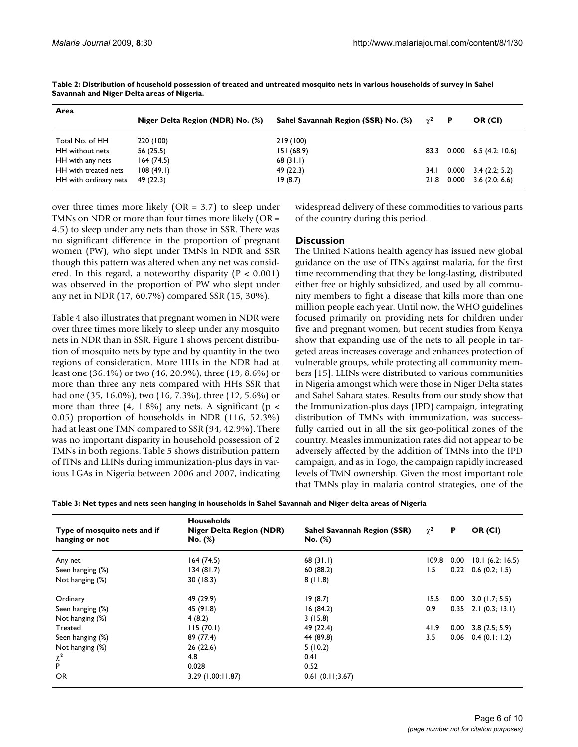**Table 2: Distribution of household possession of treated and untreated mosquito nets in various households of survey in Sahel Savannah and Niger Delta areas of Nigeria.**

| Area | Niger Delta Region (NDR) No. (%) | Sahel Savannah Region (SSR) No. (%) | $\chi^2$ | P | OR (CI) |
|---|---|---|---|---|---|
| Total No. of HH | 220 (100) | 219 (100) | | | |
| HH without nets | 56 (25.5) | 151 (68.9) | 83.3 | 0.000 | 6.5 (4.2; 10.6) |
| HH with any nets | 164 (74.5) | 68 (31.1) | | | |
| HH with treated nets | 108 (49.1) | 49 (22.3) | 34.1 | 0.000 | 3.4 (2.2; 5.2) |
| HH with ordinary nets | 49 (22.3) | 19 (8.7) | 21.8 | 0.000 | 3.6 (2.0; 6.6) |

over three times more likely (OR = 3.7) to sleep under TMNs on NDR or more than four times more likely (OR = 4.5) to sleep under any nets than those in SSR. There was no significant difference in the proportion of pregnant women (PW), who slept under TMNs in NDR and SSR though this pattern was altered when any net was considered. In this regard, a noteworthy disparity ($P < 0.001$) was observed in the proportion of PW who slept under any net in NDR (17, 60.7%) compared SSR (15, 30%).

Table 4 also illustrates that pregnant women in NDR were over three times more likely to sleep under any mosquito nets in NDR than in SSR. Figure 1 shows percent distribution of mosquito nets by type and by quantity in the two regions of consideration. More HHs in the NDR had at least one (36.4%) or two (46, 20.9%), three (19, 8.6%) or more than three any nets compared with HHs SSR that had one (35, 16.0%), two (16, 7.3%), three (12, 5.6%) or more than three (4, 1.8%) any nets. A significant ($p < 0.05$) proportion of households in NDR (116, 52.3%) had at least one TMN compared to SSR (94, 42.9%). There was no important disparity in household possession of 2 TMNs in both regions. Table 5 shows distribution pattern of ITNs and LLINs during immunization-plus days in various LGAs in Nigeria between 2006 and 2007, indicating widespread delivery of these commodities to various parts of the country during this period.

## Discussion

The United Nations health agency has issued new global guidance on the use of ITNs against malaria, for the first time recommending that they be long-lasting, distributed either free or highly subsidized, and used by all community members to fight a disease that kills more than one million people each year. Until now, the WHO guidelines focused primarily on providing nets for children under five and pregnant women, but recent studies from Kenya show that expanding use of the nets to all people in targeted areas increases coverage and enhances protection of vulnerable groups, while protecting all community members [15]. LLINs were distributed to various communities in Nigeria amongst which were those in Niger Delta states and Sahel Sahara states. Results from our study show that the Immunization-plus days (IPD) campaign, integrating distribution of TMNs with immunization, was successfully carried out in all the six geo-political zones of the country. Measles immunization rates did not appear to be adversely affected by the addition of TMNs into the IPD campaign, and as in Togo, the campaign rapidly increased levels of TMN ownership. Given the most important role that TMNs play in malaria control strategies, one of the

**Table 3: Net types and nets seen hanging in households in Sahel Savannah and Niger delta areas of Nigeria**

| Type of mosquito nets and if hanging or not | Households Niger Delta Region (NDR) No. (%) | Sahel Savannah Region (SSR) No. (%) | $\chi^2$ | P | OR (CI) |
|---|---|---|---|---|---|
| Any net | 164 (74.5) | 68 (31.1) | 109.8 | 0.00 | 10.1 (6.2; 16.5) |
| Seen hanging (%) | 134 (81.7) | 60 (88.2) | 1.5 | 0.22 | 0.6 (0.2; 1.5) |
| Not hanging (%) | 30 (18.3) | 8 (11.8) | | | |
| Ordinary | 49 (29.9) | 19 (8.7) | 15.5 | 0.00 | 3.0 (1.7; 5.5) |
| Seen hanging (%) | 45 (91.8) | 16 (84.2) | 0.9 | 0.35 | 2.1 (0.3; 13.1) |
| Not hanging (%) | 4 (8.2) | 3 (15.8) | | | |
| Treated | 115 (70.1) | 49 (22.4) | 41.9 | 0.00 | 3.8 (2.5; 5.9) |
| Seen hanging (%) | 89 (77.4) | 44 (89.8) | 3.5 | 0.06 | 0.4 (0.1; 1.2) |
| Not hanging (%) | 26 (22.6) | 5 (10.2) | | | |
| $\chi^2$ | 4.8 | 0.41 | | | |
| P | 0.028 | 0.52 | | | |
| OR | 3.29 (1.00;11.87) | 0.61 (0.11;3.67) | | | |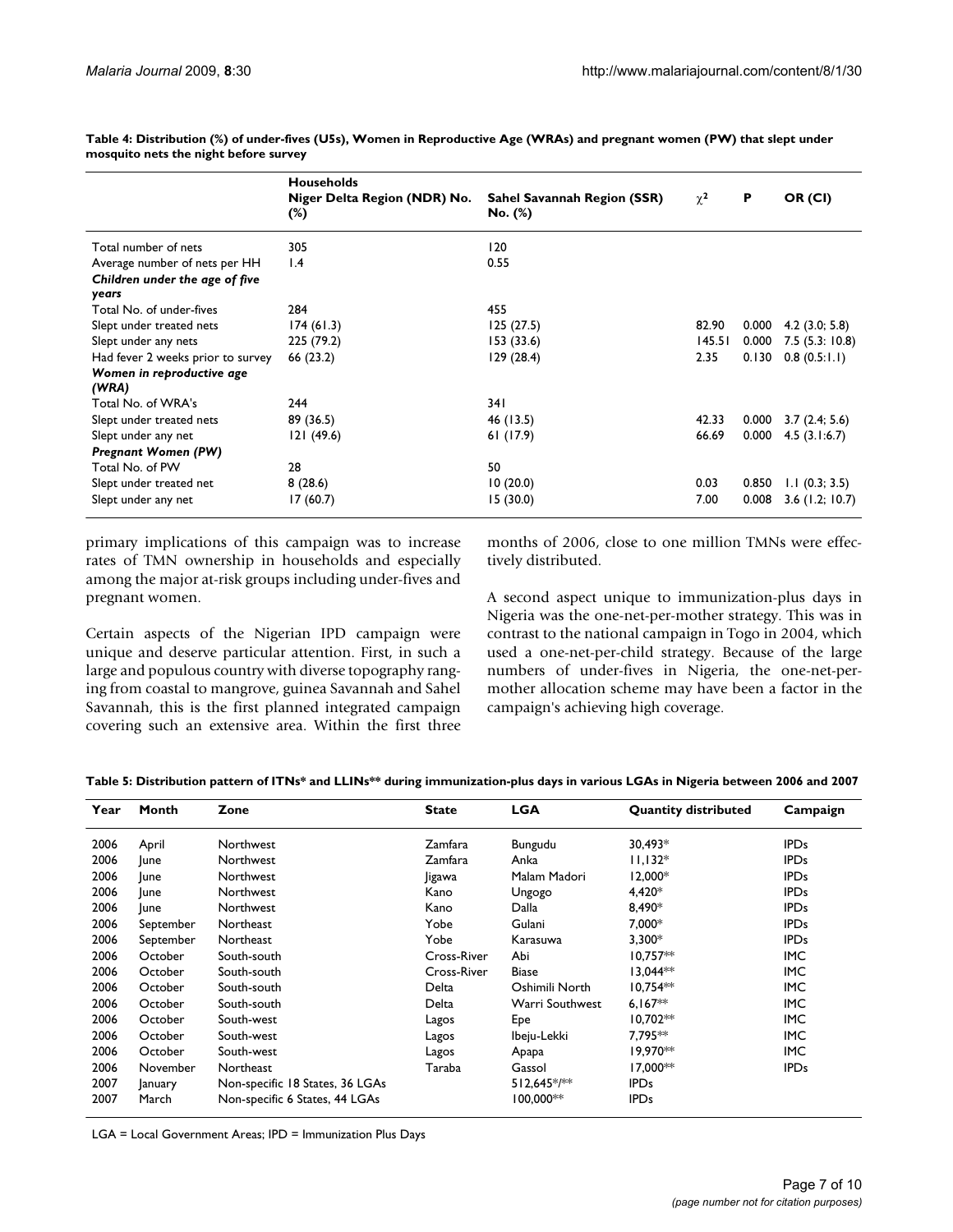**Table 4: Distribution (%) of under-fives (U5s), Women in Reproductive Age (WRAs) and pregnant women (PW) that slept under mosquito nets the night before survey**

| | Households Niger Delta Region (NDR) No. (%) | Sahel Savannah Region (SSR) No. (%) | $\chi^2$ | P | OR (CI) |
|---|---|---|---|---|---|
| Total number of nets | 305 | 120 | | | |
| Average number of nets per HH | 1.4 | 0.55 | | | |
| ***Children under the age of five years*** | | | | | |
| Total No. of under-fives | 284 | 455 | | | |
| Slept under treated nets | 174 (61.3) | 125 (27.5) | 82.90 | 0.000 | 4.2 (3.0; 5.8) |
| Slept under any nets | 225 (79.2) | 153 (33.6) | 145.51 | 0.000 | 7.5 (5.3: 10.8) |
| Had fever 2 weeks prior to survey | 66 (23.2) | 129 (28.4) | 2.35 | 0.130 | 0.8 (0.5:1.1) |
| ***Women in reproductive age (WRA)*** | | | | | |
| Total No. of WRA's | 244 | 341 | | | |
| Slept under treated nets | 89 (36.5) | 46 (13.5) | 42.33 | 0.000 | 3.7 (2.4; 5.6) |
| Slept under any net | 121 (49.6) | 61 (17.9) | 66.69 | 0.000 | 4.5 (3.1:6.7) |
| ***Pregnant Women (PW)*** | | | | | |
| Total No. of PW | 28 | 50 | | | |
| Slept under treated net | 8 (28.6) | 10 (20.0) | 0.03 | 0.850 | 1.1 (0.3; 3.5) |
| Slept under any net | 17 (60.7) | 15 (30.0) | 7.00 | 0.008 | 3.6 (1.2; 10.7) |

primary implications of this campaign was to increase rates of TMN ownership in households and especially among the major at-risk groups including under-fives and pregnant women.

Certain aspects of the Nigerian IPD campaign were unique and deserve particular attention. First, in such a large and populous country with diverse topography ranging from coastal to mangrove, guinea Savannah and Sahel Savannah, this is the first planned integrated campaign covering such an extensive area. Within the first three months of 2006, close to one million TMNs were effectively distributed.

A second aspect unique to immunization-plus days in Nigeria was the one-net-per-mother strategy. This was in contrast to the national campaign in Togo in 2004, which used a one-net-per-child strategy. Because of the large numbers of under-fives in Nigeria, the one-net-per-mother allocation scheme may have been a factor in the campaign's achieving high coverage.

**Table 5: Distribution pattern of ITNs* and LLINs** during immunization-plus days in various LGAs in Nigeria between 2006 and 2007**

| Year | Month | Zone | State | LGA | Quantity distributed | Campaign |
|---|---|---|---|---|---|---|
| 2006 | April | Northwest | Zamfara | Bungudu | 30,493* | IPDs |
| 2006 | June | Northwest | Zamfara | Anka | 11,132* | IPDs |
| 2006 | June | Northwest | Jigawa | Malam Madori | 12,000* | IPDs |
| 2006 | June | Northwest | Kano | Ungogo | 4,420* | IPDs |
| 2006 | June | Northwest | Kano | Dalla | 8,490* | IPDs |
| 2006 | September | Northeast | Yobe | Gulani | 7,000* | IPDs |
| 2006 | September | Northeast | Yobe | Karasuwa | 3,300* | IPDs |
| 2006 | October | South-south | Cross-River | Abi | 10,757** | IMC |
| 2006 | October | South-south | Cross-River | Biase | 13,044** | IMC |
| 2006 | October | South-south | Delta | Oshimili North | 10,754** | IMC |
| 2006 | October | South-south | Delta | Warri Southwest | 6,167** | IMC |
| 2006 | October | South-west | Lagos | Epe | 10,702** | IMC |
| 2006 | October | South-west | Lagos | Ibeju-Lekki | 7,795** | IMC |
| 2006 | October | South-west | Lagos | Apapa | 19,970** | IMC |
| 2006 | November | Northeast | Taraba | Gassol | 17,000** | IPDs |
| 2007 | January | Non-specific 18 States, 36 LGAs | | 512,645*/** | IPDs | |
| 2007 | March | Non-specific 6 States, 44 LGAs | | 100,000** | IPDs | |

LGA = Local Government Areas; IPD = Immunization Plus Days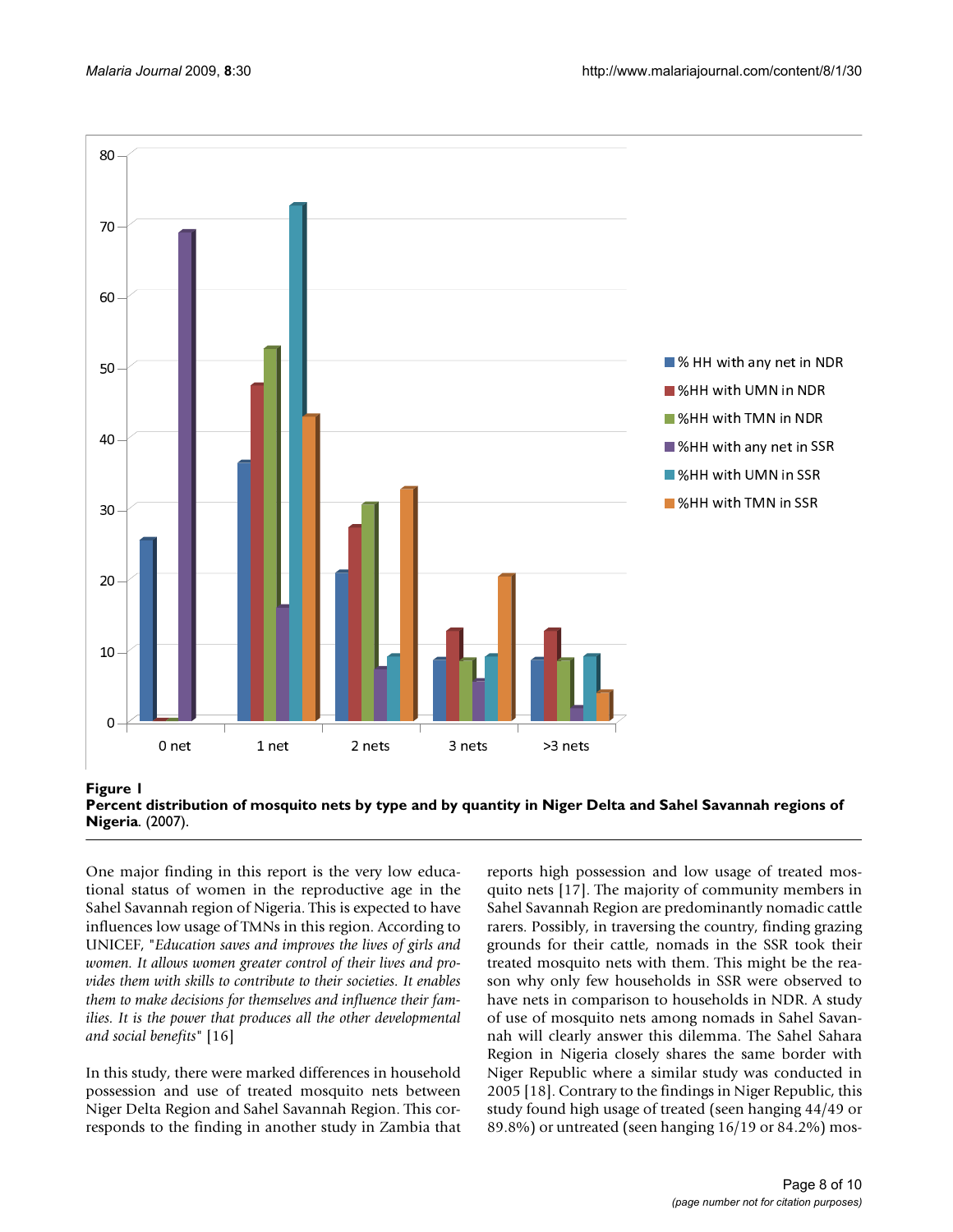80
70
60
50
40
30
20
10
0

0 net
1 net
2 nets
3 nets
>3 nets

% HH with any net in NDR
%HH with UMN in NDR
%HH with TMN in NDR
%HH with any net in SSR
%HH with UMN in SSR
%HH with TMN in SSR

**Figure 1**
**Percent distribution of mosquito nets by type and by quantity in Niger Delta and Sahel Savannah regions of Nigeria**. (2007).

One major finding in this report is the very low educational status of women in the reproductive age in the Sahel Savannah region of Nigeria. This is expected to have influences low usage of TMNs in this region. According to UNICEF, "*Education saves and improves the lives of girls and women. It allows women greater control of their lives and provides them with skills to contribute to their societies. It enables them to make decisions for themselves and influence their families. It is the power that produces all the other developmental and social benefits*" [16]

In this study, there were marked differences in household possession and use of treated mosquito nets between Niger Delta Region and Sahel Savannah Region. This corresponds to the finding in another study in Zambia that reports high possession and low usage of treated mosquito nets [17]. The majority of community members in Sahel Savannah Region are predominantly nomadic cattle rarers. Possibly, in traversing the country, finding grazing grounds for their cattle, nomads in the SSR took their treated mosquito nets with them. This might be the reason why only few households in SSR were observed to have nets in comparison to households in NDR. A study of use of mosquito nets among nomads in Sahel Savannah will clearly answer this dilemma. The Sahel Sahara Region in Nigeria closely shares the same border with Niger Republic where a similar study was conducted in 2005 [18]. Contrary to the findings in Niger Republic, this study found high usage of treated (seen hanging 44/49 or 89.8%) or untreated (seen hanging 16/19 or 84.2%) mos-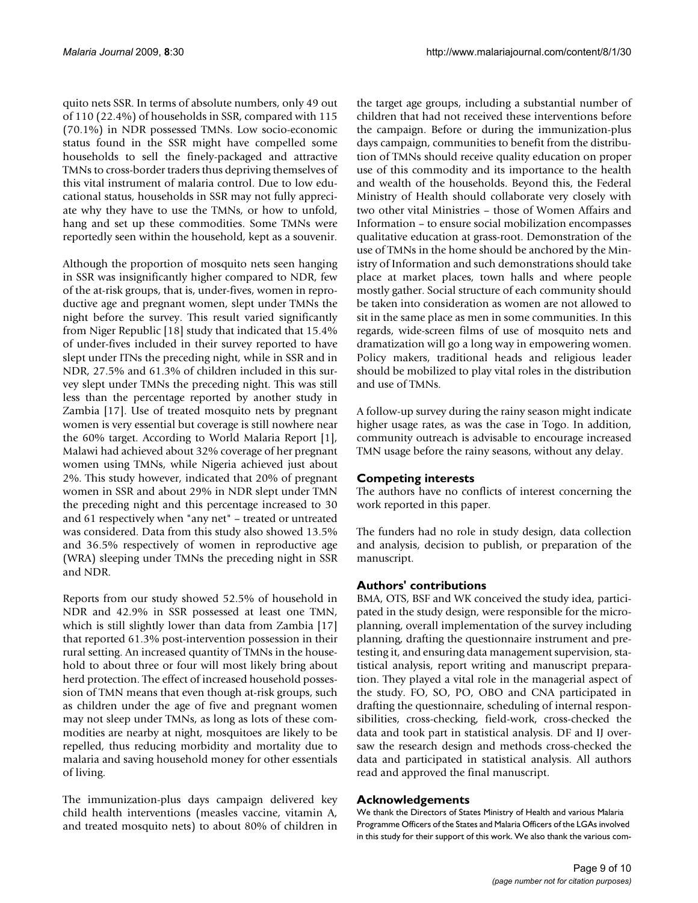quito nets SSR. In terms of absolute numbers, only 49 out of 110 (22.4%) of households in SSR, compared with 115 (70.1%) in NDR possessed TMNs. Low socio-economic status found in the SSR might have compelled some households to sell the finely-packaged and attractive TMNs to cross-border traders thus depriving themselves of this vital instrument of malaria control. Due to low educational status, households in SSR may not fully appreciate why they have to use the TMNs, or how to unfold, hang and set up these commodities. Some TMNs were reportedly seen within the household, kept as a souvenir.

Although the proportion of mosquito nets seen hanging in SSR was insignificantly higher compared to NDR, few of the at-risk groups, that is, under-fives, women in reproductive age and pregnant women, slept under TMNs the night before the survey. This result varied significantly from Niger Republic [18] study that indicated that 15.4% of under-fives included in their survey reported to have slept under ITNs the preceding night, while in SSR and in NDR, 27.5% and 61.3% of children included in this survey slept under TMNs the preceding night. This was still less than the percentage reported by another study in Zambia [17]. Use of treated mosquito nets by pregnant women is very essential but coverage is still nowhere near the 60% target. According to World Malaria Report [1], Malawi had achieved about 32% coverage of her pregnant women using TMNs, while Nigeria achieved just about 2%. This study however, indicated that 20% of pregnant women in SSR and about 29% in NDR slept under TMN the preceding night and this percentage increased to 30 and 61 respectively when "any net" – treated or untreated was considered. Data from this study also showed 13.5% and 36.5% respectively of women in reproductive age (WRA) sleeping under TMNs the preceding night in SSR and NDR.

Reports from our study showed 52.5% of household in NDR and 42.9% in SSR possessed at least one TMN, which is still slightly lower than data from Zambia [17] that reported 61.3% post-intervention possession in their rural setting. An increased quantity of TMNs in the household to about three or four will most likely bring about herd protection. The effect of increased household possession of TMN means that even though at-risk groups, such as children under the age of five and pregnant women may not sleep under TMNs, as long as lots of these commodities are nearby at night, mosquitoes are likely to be repelled, thus reducing morbidity and mortality due to malaria and saving household money for other essentials of living.

The immunization-plus days campaign delivered key child health interventions (measles vaccine, vitamin A, and treated mosquito nets) to about 80% of children in the target age groups, including a substantial number of children that had not received these interventions before the campaign. Before or during the immunization-plus days campaign, communities to benefit from the distribution of TMNs should receive quality education on proper use of this commodity and its importance to the health and wealth of the households. Beyond this, the Federal Ministry of Health should collaborate very closely with two other vital Ministries – those of Women Affairs and Information – to ensure social mobilization encompasses qualitative education at grass-root. Demonstration of the use of TMNs in the home should be anchored by the Ministry of Information and such demonstrations should take place at market places, town halls and where people mostly gather. Social structure of each community should be taken into consideration as women are not allowed to sit in the same place as men in some communities. In this regards, wide-screen films of use of mosquito nets and dramatization will go a long way in empowering women. Policy makers, traditional heads and religious leader should be mobilized to play vital roles in the distribution and use of TMNs.

A follow-up survey during the rainy season might indicate higher usage rates, as was the case in Togo. In addition, community outreach is advisable to encourage increased TMN usage before the rainy seasons, without any delay.

## Competing interests

The authors have no conflicts of interest concerning the work reported in this paper.

The funders had no role in study design, data collection and analysis, decision to publish, or preparation of the manuscript.

## Authors' contributions

BMA, OTS, BSF and WK conceived the study idea, participated in the study design, were responsible for the micro-planning, overall implementation of the survey including planning, drafting the questionnaire instrument and pre-testing it, and ensuring data management supervision, statistical analysis, report writing and manuscript preparation. They played a vital role in the managerial aspect of the study. FO, SO, PO, OBO and CNA participated in drafting the questionnaire, scheduling of internal responsibilities, cross-checking, field-work, cross-checked the data and took part in statistical analysis. DF and IJ oversaw the research design and methods cross-checked the data and participated in statistical analysis. All authors read and approved the final manuscript.

## Acknowledgements

We thank the Directors of States Ministry of Health and various Malaria Programme Officers of the States and Malaria Officers of the LGAs involved in this study for their support of this work. We also thank the various com-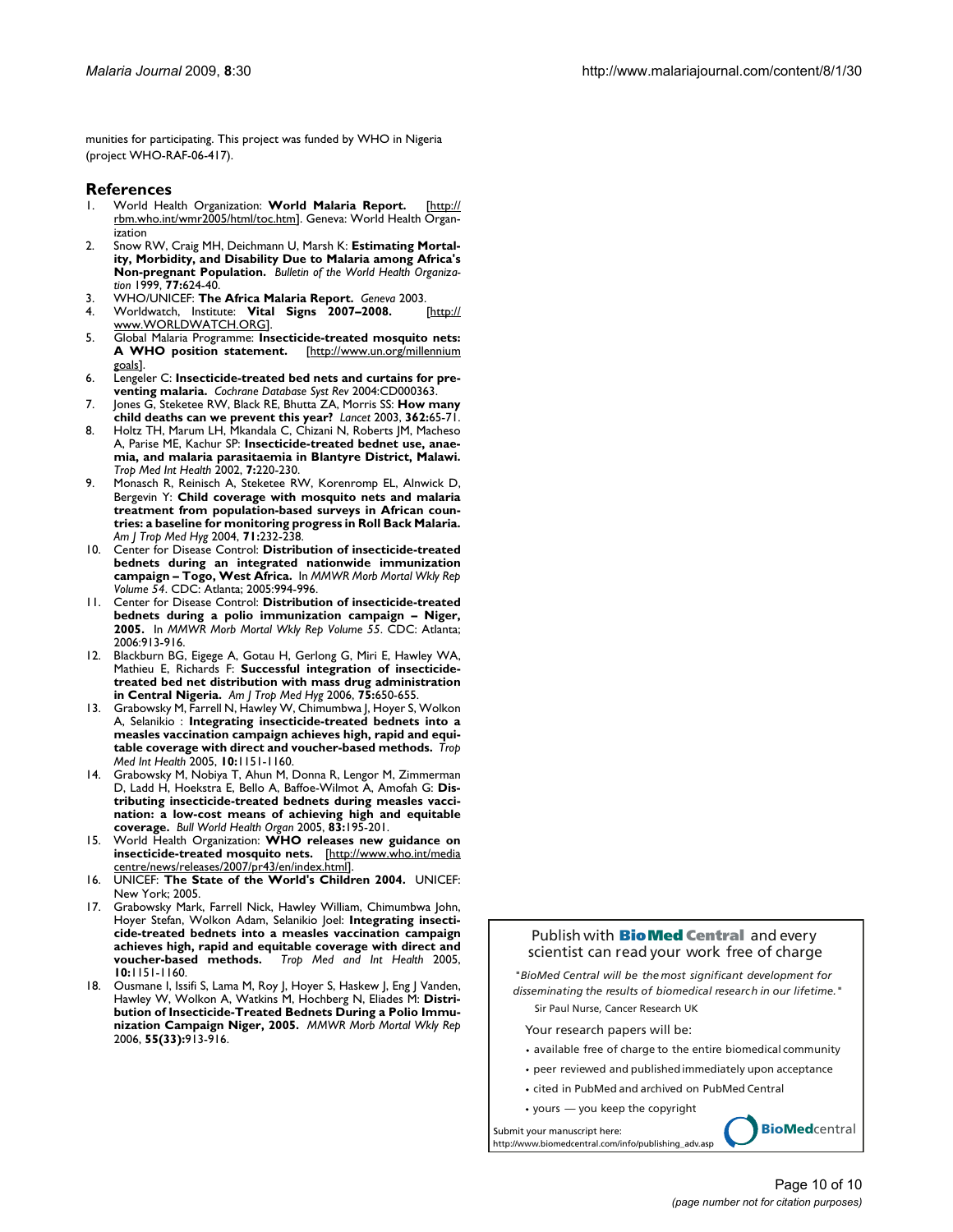munities for participating. This project was funded by WHO in Nigeria (project WHO-RAF-06-417).

## References

1. World Health Organization: **World Malaria Report.** [http://rbm.who.int/wmr2005/html/toc.htm]. Geneva: World Health Organization
2. Snow RW, Craig MH, Deichmann U, Marsh K: **Estimating Mortality, Morbidity, and Disability Due to Malaria among Africa's Non-pregnant Population.** *Bulletin of the World Health Organization* 1999, **77:**624-40.
3. WHO/UNICEF: **The Africa Malaria Report.** *Geneva* 2003.
4. Worldwatch, Institute: **Vital Signs 2007–2008.** [http://www.WORLDWATCH.ORG].
5. Global Malaria Programme: **Insecticide-treated mosquito nets: A WHO position statement.** [http://www.un.org/millenniumgoals].
6. Lengeler C: **Insecticide-treated bed nets and curtains for preventing malaria.** *Cochrane Database Syst Rev* 2004:CD000363.
7. Jones G, Steketee RW, Black RE, Bhutta ZA, Morris SS: **How many child deaths can we prevent this year?** *Lancet* 2003, **362:**65-71.
8. Holtz TH, Marum LH, Mkandala C, Chizani N, Roberts JM, Macheso A, Parise ME, Kachur SP: **Insecticide-treated bednet use, anaemia, and malaria parasitaemia in Blantyre District, Malawi.** *Trop Med Int Health* 2002, **7:**220-230.
9. Monasch R, Reinisch A, Steketee RW, Korenromp EL, Alnwick D, Bergevin Y: **Child coverage with mosquito nets and malaria treatment from population-based surveys in African countries: a baseline for monitoring progress in Roll Back Malaria.** *Am J Trop Med Hyg* 2004, **71:**232-238.
10. Center for Disease Control: **Distribution of insecticide-treated bednets during an integrated nationwide immunization campaign – Togo, West Africa.** In *MMWR Morb Mortal Wkly Rep Volume 54*. CDC: Atlanta; 2005:994-996.
11. Center for Disease Control: **Distribution of insecticide-treated bednets during a polio immunization campaign – Niger, 2005.** In *MMWR Morb Mortal Wkly Rep Volume 55*. CDC: Atlanta; 2006:913-916.
12. Blackburn BG, Eigege A, Gotau H, Gerlong G, Miri E, Hawley WA, Mathieu E, Richards F: **Successful integration of insecticide-treated bed net distribution with mass drug administration in Central Nigeria.** *Am J Trop Med Hyg* 2006, **75:**650-655.
13. Grabowsky M, Farrell N, Hawley W, Chimumbwa J, Hoyer S, Wolkon A, Selanikio : **Integrating insecticide-treated bednets into a measles vaccination campaign achieves high, rapid and equitable coverage with direct and voucher-based methods.** *Trop Med Int Health* 2005, **10:**1151-1160.
14. Grabowsky M, Nobiya T, Ahun M, Donna R, Lengor M, Zimmerman D, Ladd H, Hoekstra E, Bello A, Baffoe-Wilmot A, Amofah G: **Distributing insecticide-treated bednets during measles vaccination: a low-cost means of achieving high and equitable coverage.** *Bull World Health Organ* 2005, **83:**195-201.
15. World Health Organization: **WHO releases new guidance on insecticide-treated mosquito nets.** [http://www.who.int/mediacentre/news/releases/2007/pr43/en/index.html].
16. UNICEF: **The State of the World's Children 2004.** UNICEF: New York; 2005.
17. Grabowsky Mark, Farrell Nick, Hawley William, Chimumbwa John, Hoyer Stefan, Wolkon Adam, Selanikio Joel: **Integrating insecticide-treated bednets into a measles vaccination campaign achieves high, rapid and equitable coverage with direct and voucher-based methods.** *Trop Med and Int Health* 2005, **10:**1151-1160.
18. Ousmane I, Issifi S, Lama M, Roy J, Hoyer S, Haskew J, Eng J Vanden, Hawley W, Wolkon A, Watkins M, Hochberg N, Eliades M: **Distribution of Insecticide-Treated Bednets During a Polio Immunization Campaign Niger, 2005.** *MMWR Morb Mortal Wkly Rep* 2006, **55(33):**913-916.

Publish with **BioMed Central** and every scientist can read your work free of charge

*"BioMed Central will be the most significant development for disseminating the results of biomedical research in our lifetime."*

Sir Paul Nurse, Cancer Research UK

Your research papers will be:

- available free of charge to the entire biomedical community
- peer reviewed and published immediately upon acceptance
- cited in PubMed and archived on PubMed Central
- yours — you keep the copyright

Submit your manuscript here:
http://www.biomedcentral.com/info/publishing_adv.asp

BioMedcentral